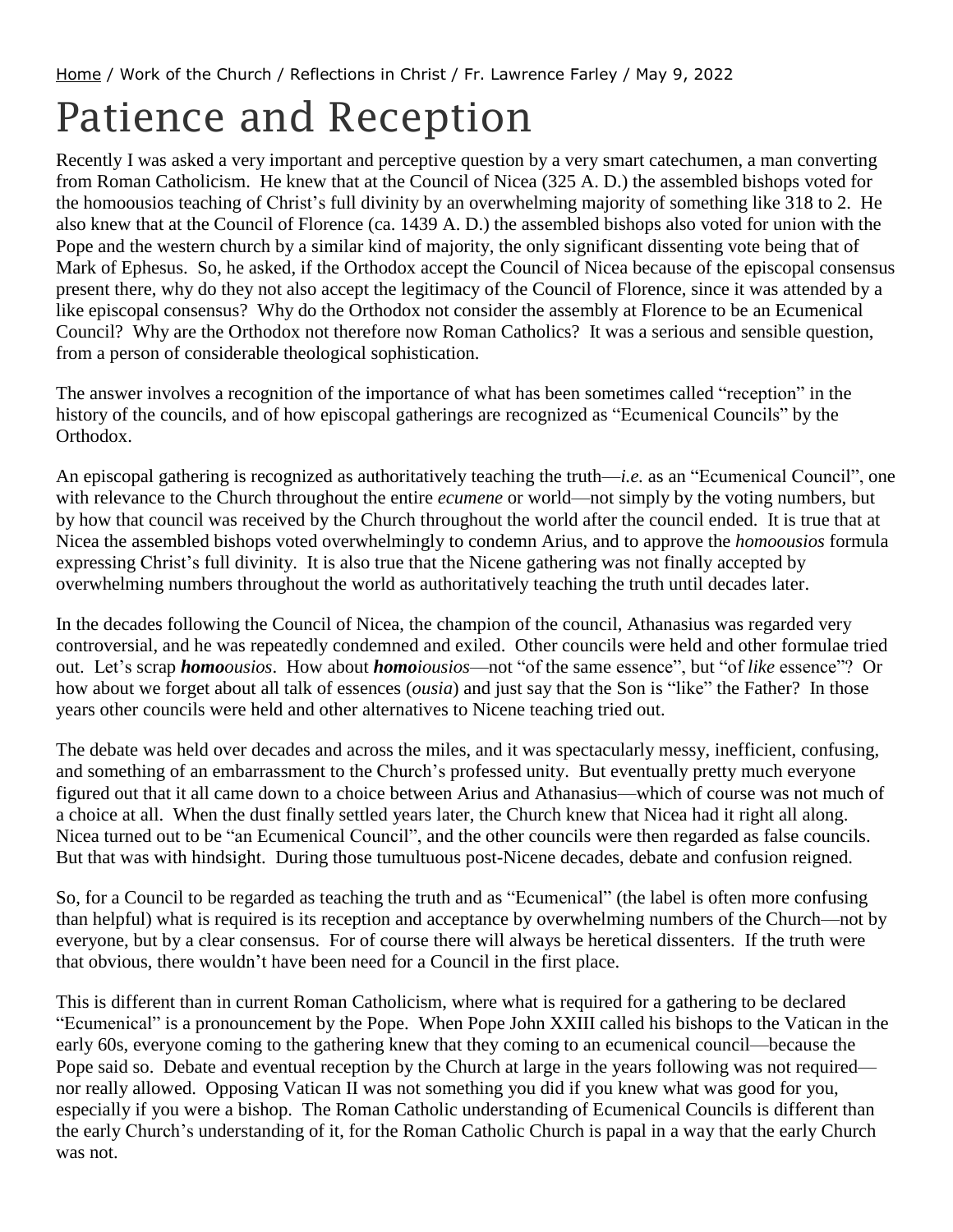Home / Work of the Church / Reflections in Christ / Fr. Lawrence Farley / May 9, 2022

# Patience and Reception

Recently I was asked a very important and perceptive question by a very smart catechumen, a man converting from Roman Catholicism. He knew that at the Council of Nicea (325 A. D.) the assembled bishops voted for the homoousios teaching of Christ's full divinity by an overwhelming majority of something like 318 to 2. He also knew that at the Council of Florence (ca. 1439 A. D.) the assembled bishops also voted for union with the Pope and the western church by a similar kind of majority, the only significant dissenting vote being that of Mark of Ephesus. So, he asked, if the Orthodox accept the Council of Nicea because of the episcopal consensus present there, why do they not also accept the legitimacy of the Council of Florence, since it was attended by a like episcopal consensus? Why do the Orthodox not consider the assembly at Florence to be an Ecumenical Council? Why are the Orthodox not therefore now Roman Catholics? It was a serious and sensible question, from a person of considerable theological sophistication.

The answer involves a recognition of the importance of what has been sometimes called "reception" in the history of the councils, and of how episcopal gatherings are recognized as "Ecumenical Councils" by the Orthodox.

An episcopal gathering is recognized as authoritatively teaching the truth—*i.e.* as an "Ecumenical Council", one with relevance to the Church throughout the entire *ecumene* or world—not simply by the voting numbers, but by how that council was received by the Church throughout the world after the council ended. It is true that at Nicea the assembled bishops voted overwhelmingly to condemn Arius, and to approve the *homoousios* formula expressing Christ's full divinity. It is also true that the Nicene gathering was not finally accepted by overwhelming numbers throughout the world as authoritatively teaching the truth until decades later.

In the decades following the Council of Nicea, the champion of the council, Athanasius was regarded very controversial, and he was repeatedly condemned and exiled. Other councils were held and other formulae tried out. Let's scrap ***homo****ousios*. How about ***homoi****ousios*—not "of the same essence", but "of *like* essence"? Or how about we forget about all talk of essences (*ousia*) and just say that the Son is "like" the Father? In those years other councils were held and other alternatives to Nicene teaching tried out.

The debate was held over decades and across the miles, and it was spectacularly messy, inefficient, confusing, and something of an embarrassment to the Church's professed unity. But eventually pretty much everyone figured out that it all came down to a choice between Arius and Athanasius—which of course was not much of a choice at all. When the dust finally settled years later, the Church knew that Nicea had it right all along. Nicea turned out to be "an Ecumenical Council", and the other councils were then regarded as false councils. But that was with hindsight. During those tumultuous post-Nicene decades, debate and confusion reigned.

So, for a Council to be regarded as teaching the truth and as "Ecumenical" (the label is often more confusing than helpful) what is required is its reception and acceptance by overwhelming numbers of the Church—not by everyone, but by a clear consensus. For of course there will always be heretical dissenters. If the truth were that obvious, there wouldn't have been need for a Council in the first place.

This is different than in current Roman Catholicism, where what is required for a gathering to be declared "Ecumenical" is a pronouncement by the Pope. When Pope John XXIII called his bishops to the Vatican in the early 60s, everyone coming to the gathering knew that they coming to an ecumenical council—because the Pope said so. Debate and eventual reception by the Church at large in the years following was not required—nor really allowed. Opposing Vatican II was not something you did if you knew what was good for you, especially if you were a bishop. The Roman Catholic understanding of Ecumenical Councils is different than the early Church's understanding of it, for the Roman Catholic Church is papal in a way that the early Church was not.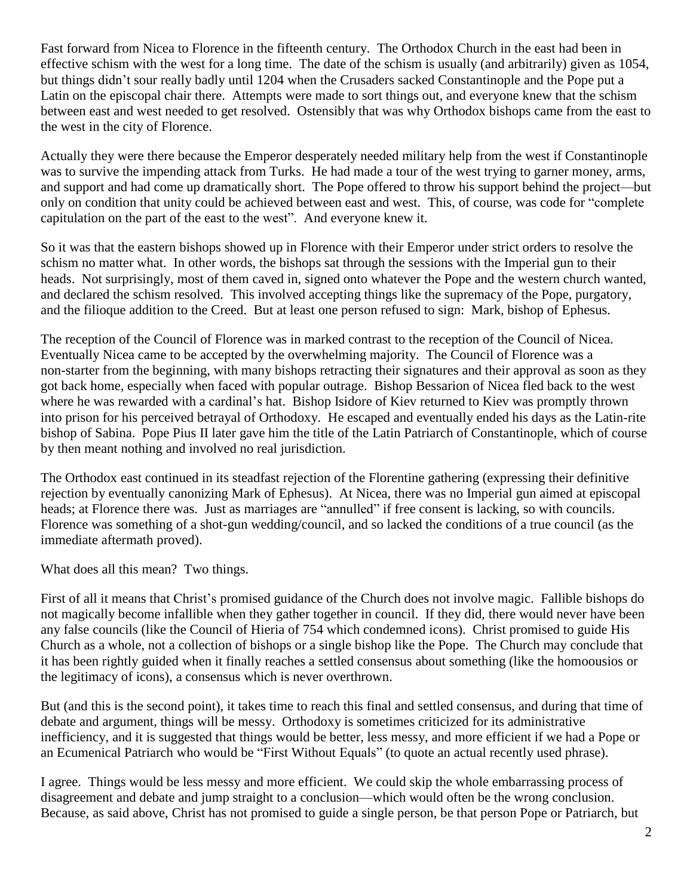Fast forward from Nicea to Florence in the fifteenth century. The Orthodox Church in the east had been in effective schism with the west for a long time. The date of the schism is usually (and arbitrarily) given as 1054, but things didn't sour really badly until 1204 when the Crusaders sacked Constantinople and the Pope put a Latin on the episcopal chair there. Attempts were made to sort things out, and everyone knew that the schism between east and west needed to get resolved. Ostensibly that was why Orthodox bishops came from the east to the west in the city of Florence.

Actually they were there because the Emperor desperately needed military help from the west if Constantinople was to survive the impending attack from Turks. He had made a tour of the west trying to garner money, arms, and support and had come up dramatically short. The Pope offered to throw his support behind the project—but only on condition that unity could be achieved between east and west. This, of course, was code for "complete capitulation on the part of the east to the west". And everyone knew it.

So it was that the eastern bishops showed up in Florence with their Emperor under strict orders to resolve the schism no matter what. In other words, the bishops sat through the sessions with the Imperial gun to their heads. Not surprisingly, most of them caved in, signed onto whatever the Pope and the western church wanted, and declared the schism resolved. This involved accepting things like the supremacy of the Pope, purgatory, and the filioque addition to the Creed. But at least one person refused to sign: Mark, bishop of Ephesus.

The reception of the Council of Florence was in marked contrast to the reception of the Council of Nicea. Eventually Nicea came to be accepted by the overwhelming majority. The Council of Florence was a non-starter from the beginning, with many bishops retracting their signatures and their approval as soon as they got back home, especially when faced with popular outrage. Bishop Bessarion of Nicea fled back to the west where he was rewarded with a cardinal's hat. Bishop Isidore of Kiev returned to Kiev was promptly thrown into prison for his perceived betrayal of Orthodoxy. He escaped and eventually ended his days as the Latin-rite bishop of Sabina. Pope Pius II later gave him the title of the Latin Patriarch of Constantinople, which of course by then meant nothing and involved no real jurisdiction.

The Orthodox east continued in its steadfast rejection of the Florentine gathering (expressing their definitive rejection by eventually canonizing Mark of Ephesus). At Nicea, there was no Imperial gun aimed at episcopal heads; at Florence there was. Just as marriages are "annulled" if free consent is lacking, so with councils. Florence was something of a shot-gun wedding/council, and so lacked the conditions of a true council (as the immediate aftermath proved).

What does all this mean? Two things.

First of all it means that Christ's promised guidance of the Church does not involve magic. Fallible bishops do not magically become infallible when they gather together in council. If they did, there would never have been any false councils (like the Council of Hieria of 754 which condemned icons). Christ promised to guide His Church as a whole, not a collection of bishops or a single bishop like the Pope. The Church may conclude that it has been rightly guided when it finally reaches a settled consensus about something (like the homoousios or the legitimacy of icons), a consensus which is never overthrown.

But (and this is the second point), it takes time to reach this final and settled consensus, and during that time of debate and argument, things will be messy. Orthodoxy is sometimes criticized for its administrative inefficiency, and it is suggested that things would be better, less messy, and more efficient if we had a Pope or an Ecumenical Patriarch who would be "First Without Equals" (to quote an actual recently used phrase).

I agree. Things would be less messy and more efficient. We could skip the whole embarrassing process of disagreement and debate and jump straight to a conclusion—which would often be the wrong conclusion. Because, as said above, Christ has not promised to guide a single person, be that person Pope or Patriarch, but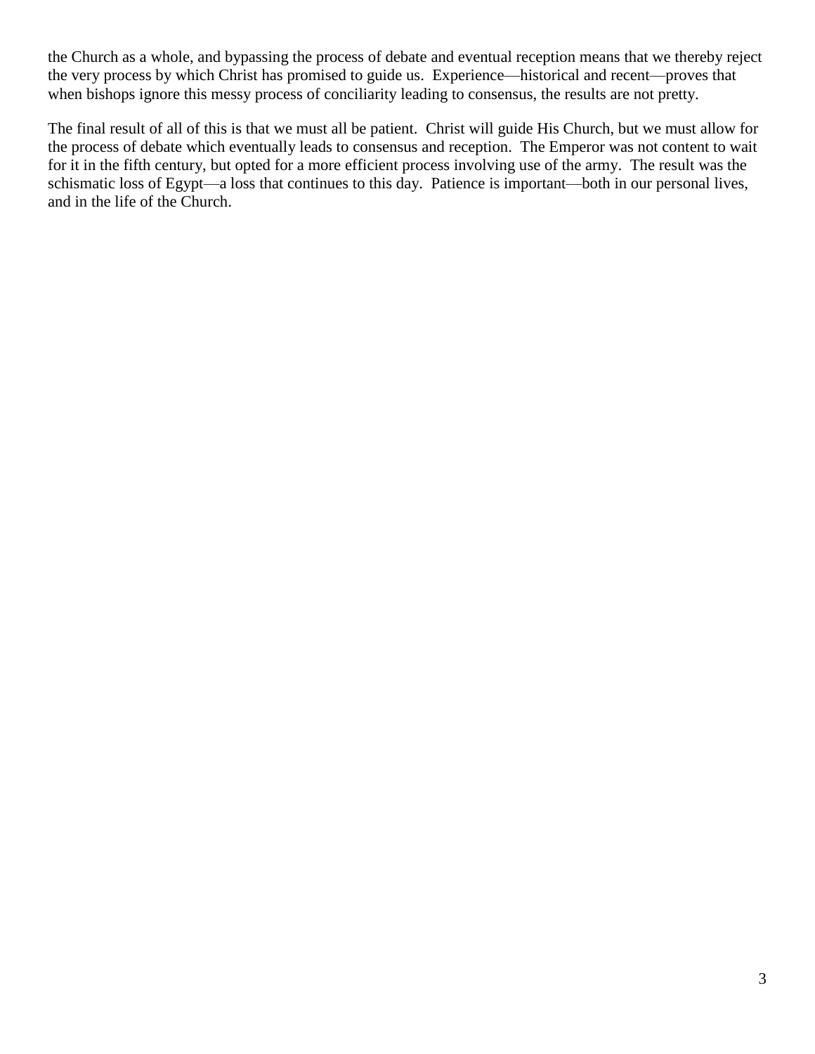the Church as a whole, and bypassing the process of debate and eventual reception means that we thereby reject the very process by which Christ has promised to guide us. Experience—historical and recent—proves that when bishops ignore this messy process of conciliarity leading to consensus, the results are not pretty.

The final result of all of this is that we must all be patient. Christ will guide His Church, but we must allow for the process of debate which eventually leads to consensus and reception. The Emperor was not content to wait for it in the fifth century, but opted for a more efficient process involving use of the army. The result was the schismatic loss of Egypt—a loss that continues to this day. Patience is important—both in our personal lives, and in the life of the Church.